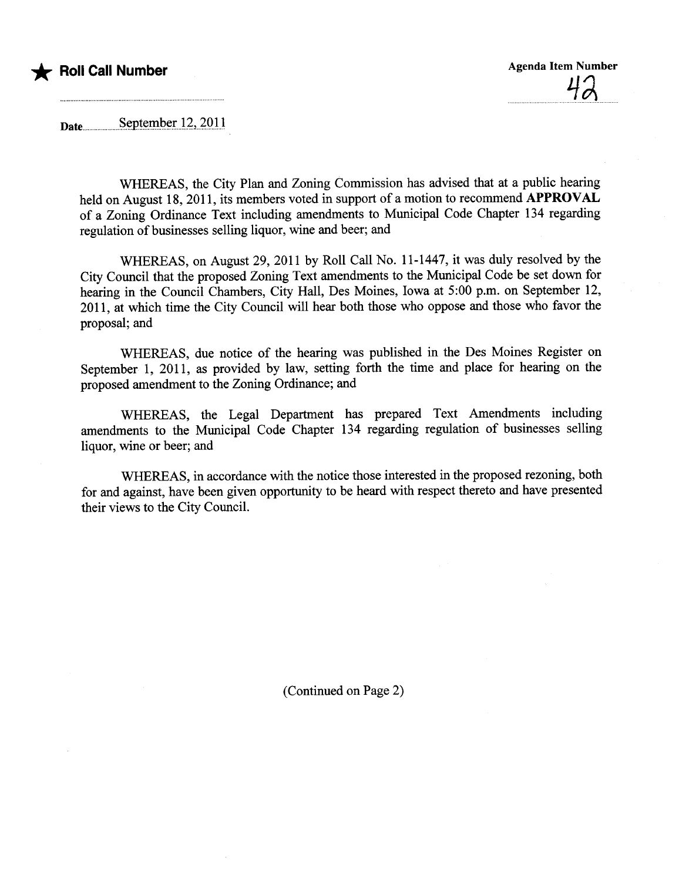★ **Roll Call Number**

Agenda Item Number

42

Date September 12, 2011

WHEREAS, the City Plan and Zoning Commission has advised that at a public hearing held on August 18, 2011, its members voted in support of a motion to recommend **APPROVAL** of a Zoning Ordinance Text including amendments to Municipal Code Chapter 134 regarding regulation of businesses selling liquor, wine and beer; and

WHEREAS, on August 29, 2011 by Roll Call No. 11-1447, it was duly resolved by the City Council that the proposed Zoning Text amendments to the Municipal Code be set down for hearing in the Council Chambers, City Hall, Des Moines, Iowa at 5:00 p.m. on September 12, 2011, at which time the City Council will hear both those who oppose and those who favor the proposal; and

WHEREAS, due notice of the hearing was published in the Des Moines Register on September 1, 2011, as provided by law, setting forth the time and place for hearing on the proposed amendment to the Zoning Ordinance; and

WHEREAS, the Legal Department has prepared Text Amendments including amendments to the Municipal Code Chapter 134 regarding regulation of businesses selling liquor, wine or beer; and

WHEREAS, in accordance with the notice those interested in the proposed rezoning, both for and against, have been given opportunity to be heard with respect thereto and have presented their views to the City Council.

(Continued on Page 2)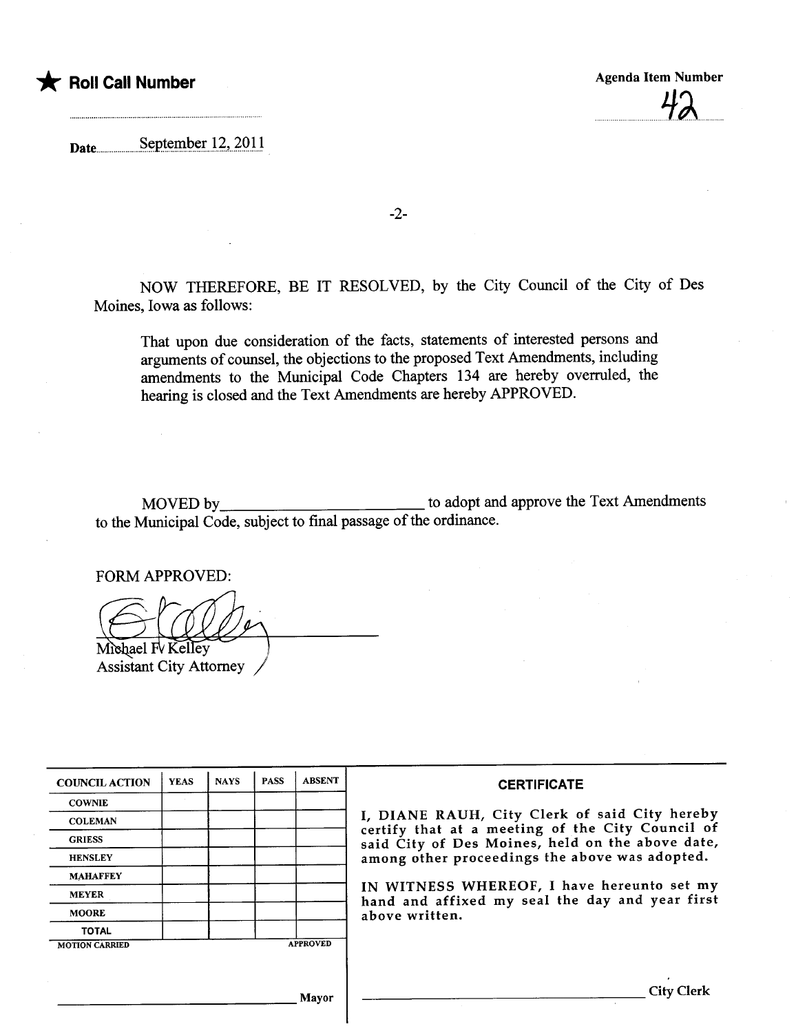★ **Roll Call Number**

**Agenda Item Number**

42

Date September 12, 2011

NOW THEREFORE, BE IT RESOLVED, by the City Council of the City of Des Moines, Iowa as follows:

> That upon due consideration of the facts, statements of interested persons and arguments of counsel, the objections to the proposed Text Amendments, including amendments to the Municipal Code Chapters 134 are hereby overruled, the hearing is closed and the Text Amendments are hereby APPROVED.

MOVED by________________________ to adopt and approve the Text Amendments to the Municipal Code, subject to final passage of the ordinance.

FORM APPROVED:

Michael F. Kelley
Assistant City Attorney

| COUNCIL ACTION | YEAS | NAYS | PASS | ABSENT |
|---|---|---|---|---|
| COWNIE | | | | |
| COLEMAN | | | | |
| GRIESS | | | | |
| HENSLEY | | | | |
| MAHAFFEY | | | | |
| MEYER | | | | |
| MOORE | | | | |
| TOTAL | | | | |

MOTION CARRIED APPROVED

________________________ Mayor

**CERTIFICATE**

I, DIANE RAUH, City Clerk of said City hereby certify that at a meeting of the City Council of said City of Des Moines, held on the above date, among other proceedings the above was adopted.

IN WITNESS WHEREOF, I have hereunto set my hand and affixed my seal the day and year first above written.

________________________ City Clerk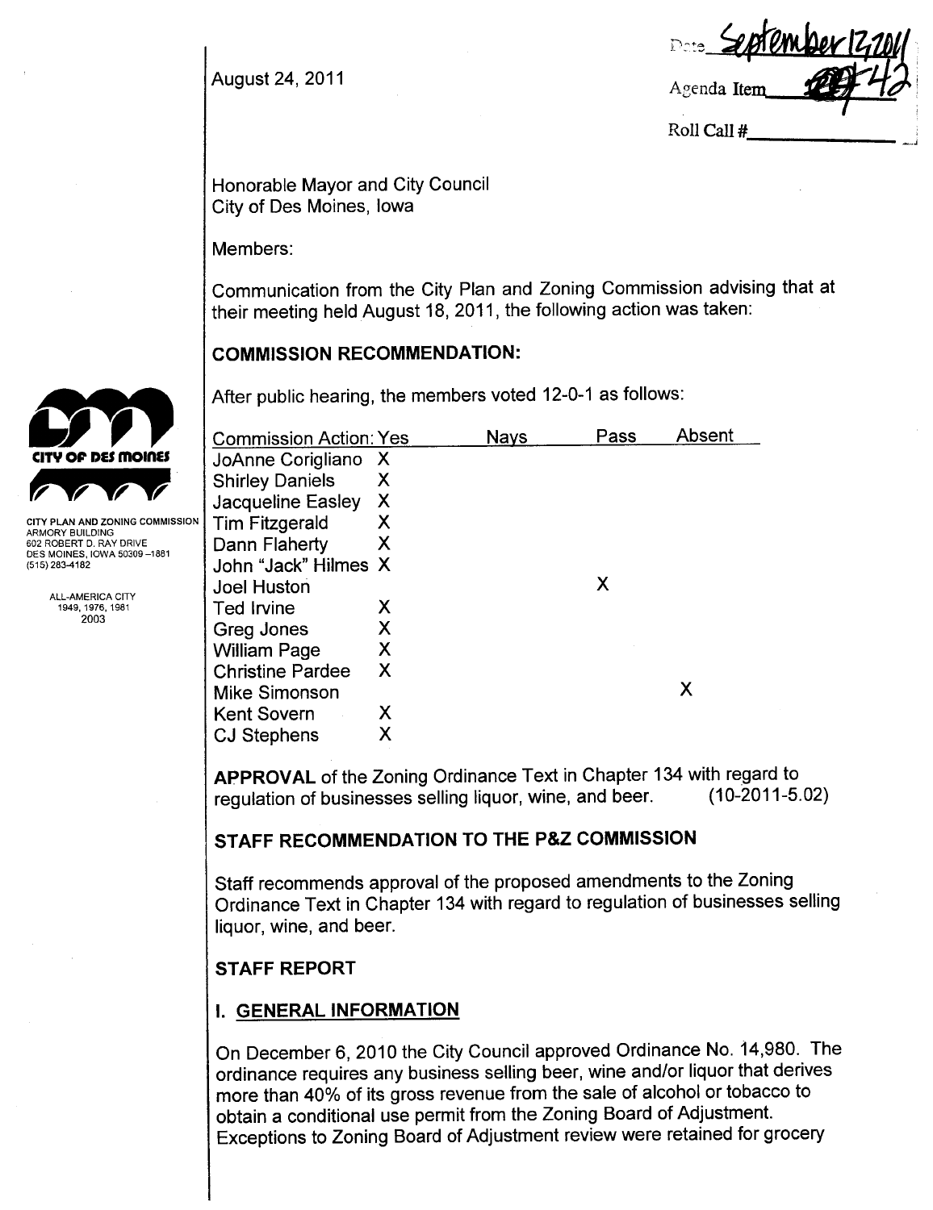August 24, 2011

Date September 13, 2011

Agenda Item 42

Roll Call #\_\_\_\_\_\_\_\_\_\_

CITY OF DES MOINES

CITY PLAN AND ZONING COMMISSION
ARMORY BUILDING
602 ROBERT D. RAY DRIVE
DES MOINES, IOWA 50309-1881
(515) 283-4182

ALL-AMERICA CITY
1949, 1976, 1981
2003

Honorable Mayor and City Council
City of Des Moines, Iowa

Members:

Communication from the City Plan and Zoning Commission advising that at their meeting held August 18, 2011, the following action was taken:

## COMMISSION RECOMMENDATION:

After public hearing, the members voted 12-0-1 as follows:

| Commission Action: | Yes | Nays | Pass | Absent |
|---|---|---|---|---|
| JoAnne Corigliano | X | | | |
| Shirley Daniels | X | | | |
| Jacqueline Easley | X | | | |
| Tim Fitzgerald | X | | | |
| Dann Flaherty | X | | | |
| John "Jack" Hilmes | X | | | |
| Joel Huston | | | X | |
| Ted Irvine | X | | | |
| Greg Jones | X | | | |
| William Page | X | | | |
| Christine Pardee | X | | | |
| Mike Simonson | | | | X |
| Kent Sovern | X | | | |
| CJ Stephens | X | | | |

**APPROVAL** of the Zoning Ordinance Text in Chapter 134 with regard to regulation of businesses selling liquor, wine, and beer. (10-2011-5.02)

## STAFF RECOMMENDATION TO THE P&Z COMMISSION

Staff recommends approval of the proposed amendments to the Zoning Ordinance Text in Chapter 134 with regard to regulation of businesses selling liquor, wine, and beer.

## STAFF REPORT

## I. GENERAL INFORMATION

On December 6, 2010 the City Council approved Ordinance No. 14,980. The ordinance requires any business selling beer, wine and/or liquor that derives more than 40% of its gross revenue from the sale of alcohol or tobacco to obtain a conditional use permit from the Zoning Board of Adjustment. Exceptions to Zoning Board of Adjustment review were retained for grocery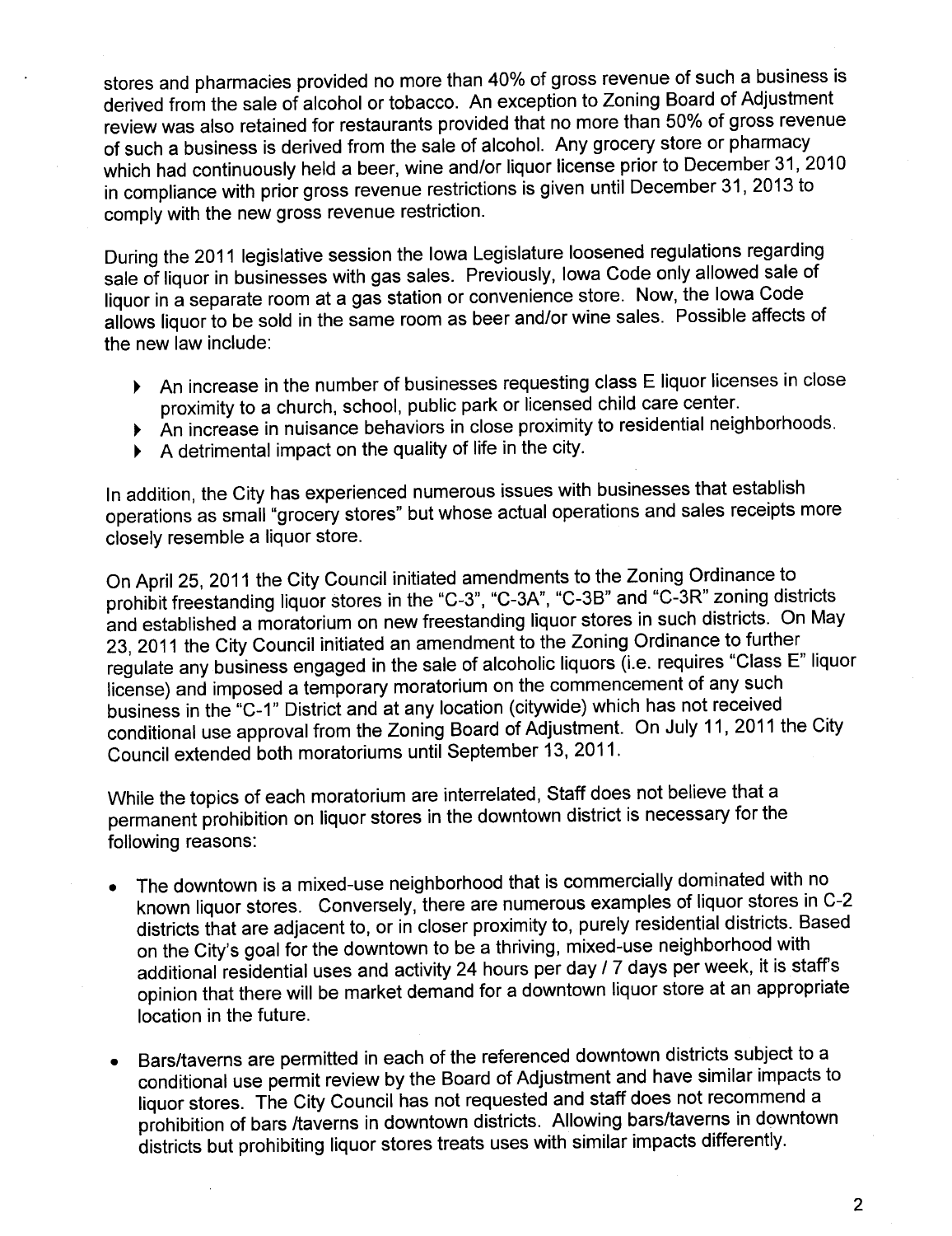stores and pharmacies provided no more than 40% of gross revenue of such a business is derived from the sale of alcohol or tobacco. An exception to Zoning Board of Adjustment review was also retained for restaurants provided that no more than 50% of gross revenue of such a business is derived from the sale of alcohol. Any grocery store or pharmacy which had continuously held a beer, wine and/or liquor license prior to December 31, 2010 in compliance with prior gross revenue restrictions is given until December 31, 2013 to comply with the new gross revenue restriction.

During the 2011 legislative session the Iowa Legislature loosened regulations regarding sale of liquor in businesses with gas sales. Previously, Iowa Code only allowed sale of liquor in a separate room at a gas station or convenience store. Now, the Iowa Code allows liquor to be sold in the same room as beer and/or wine sales. Possible affects of the new law include:

- An increase in the number of businesses requesting class E liquor licenses in close proximity to a church, school, public park or licensed child care center.
- An increase in nuisance behaviors in close proximity to residential neighborhoods.
- A detrimental impact on the quality of life in the city.

In addition, the City has experienced numerous issues with businesses that establish operations as small "grocery stores" but whose actual operations and sales receipts more closely resemble a liquor store.

On April 25, 2011 the City Council initiated amendments to the Zoning Ordinance to prohibit freestanding liquor stores in the "C-3", "C-3A", "C-3B" and "C-3R" zoning districts and established a moratorium on new freestanding liquor stores in such districts. On May 23, 2011 the City Council initiated an amendment to the Zoning Ordinance to further regulate any business engaged in the sale of alcoholic liquors (i.e. requires "Class E" liquor license) and imposed a temporary moratorium on the commencement of any such business in the "C-1" District and at any location (citywide) which has not received conditional use approval from the Zoning Board of Adjustment. On July 11, 2011 the City Council extended both moratoriums until September 13, 2011.

While the topics of each moratorium are interrelated, Staff does not believe that a permanent prohibition on liquor stores in the downtown district is necessary for the following reasons:

- The downtown is a mixed-use neighborhood that is commercially dominated with no known liquor stores. Conversely, there are numerous examples of liquor stores in C-2 districts that are adjacent to, or in closer proximity to, purely residential districts. Based on the City's goal for the downtown to be a thriving, mixed-use neighborhood with additional residential uses and activity 24 hours per day / 7 days per week, it is staff's opinion that there will be market demand for a downtown liquor store at an appropriate location in the future.

- Bars/taverns are permitted in each of the referenced downtown districts subject to a conditional use permit review by the Board of Adjustment and have similar impacts to liquor stores. The City Council has not requested and staff does not recommend a prohibition of bars /taverns in downtown districts. Allowing bars/taverns in downtown districts but prohibiting liquor stores treats uses with similar impacts differently.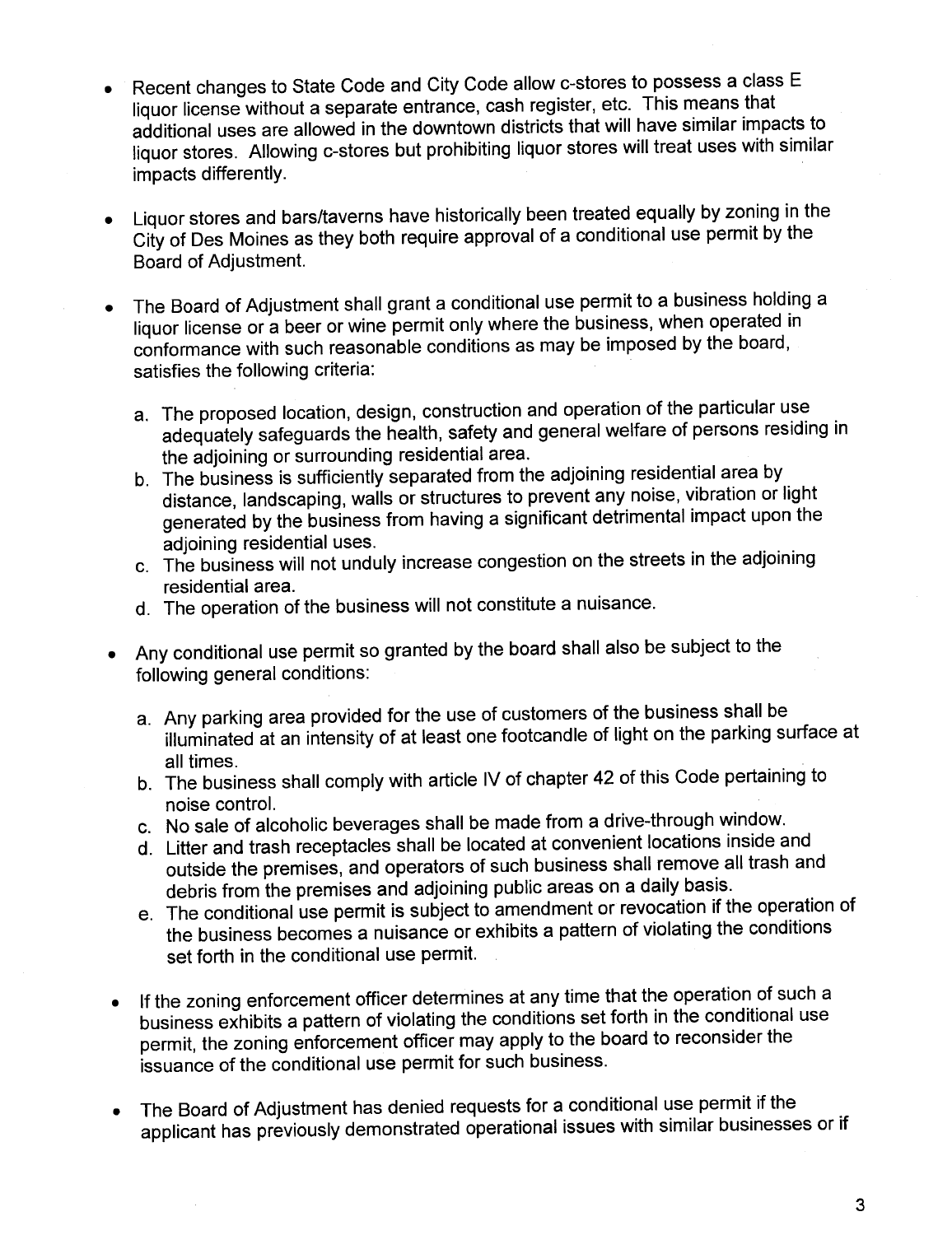- Recent changes to State Code and City Code allow c-stores to possess a class E liquor license without a separate entrance, cash register, etc. This means that additional uses are allowed in the downtown districts that will have similar impacts to liquor stores. Allowing c-stores but prohibiting liquor stores will treat uses with similar impacts differently.

- Liquor stores and bars/taverns have historically been treated equally by zoning in the City of Des Moines as they both require approval of a conditional use permit by the Board of Adjustment.

- The Board of Adjustment shall grant a conditional use permit to a business holding a liquor license or a beer or wine permit only where the business, when operated in conformance with such reasonable conditions as may be imposed by the board, satisfies the following criteria:

  a. The proposed location, design, construction and operation of the particular use adequately safeguards the health, safety and general welfare of persons residing in the adjoining or surrounding residential area.
  b. The business is sufficiently separated from the adjoining residential area by distance, landscaping, walls or structures to prevent any noise, vibration or light generated by the business from having a significant detrimental impact upon the adjoining residential uses.
  c. The business will not unduly increase congestion on the streets in the adjoining residential area.
  d. The operation of the business will not constitute a nuisance.

- Any conditional use permit so granted by the board shall also be subject to the following general conditions:

  a. Any parking area provided for the use of customers of the business shall be illuminated at an intensity of at least one footcandle of light on the parking surface at all times.
  b. The business shall comply with article IV of chapter 42 of this Code pertaining to noise control.
  c. No sale of alcoholic beverages shall be made from a drive-through window.
  d. Litter and trash receptacles shall be located at convenient locations inside and outside the premises, and operators of such business shall remove all trash and debris from the premises and adjoining public areas on a daily basis.
  e. The conditional use permit is subject to amendment or revocation if the operation of the business becomes a nuisance or exhibits a pattern of violating the conditions set forth in the conditional use permit.

- If the zoning enforcement officer determines at any time that the operation of such a business exhibits a pattern of violating the conditions set forth in the conditional use permit, the zoning enforcement officer may apply to the board to reconsider the issuance of the conditional use permit for such business.

- The Board of Adjustment has denied requests for a conditional use permit if the applicant has previously demonstrated operational issues with similar businesses or if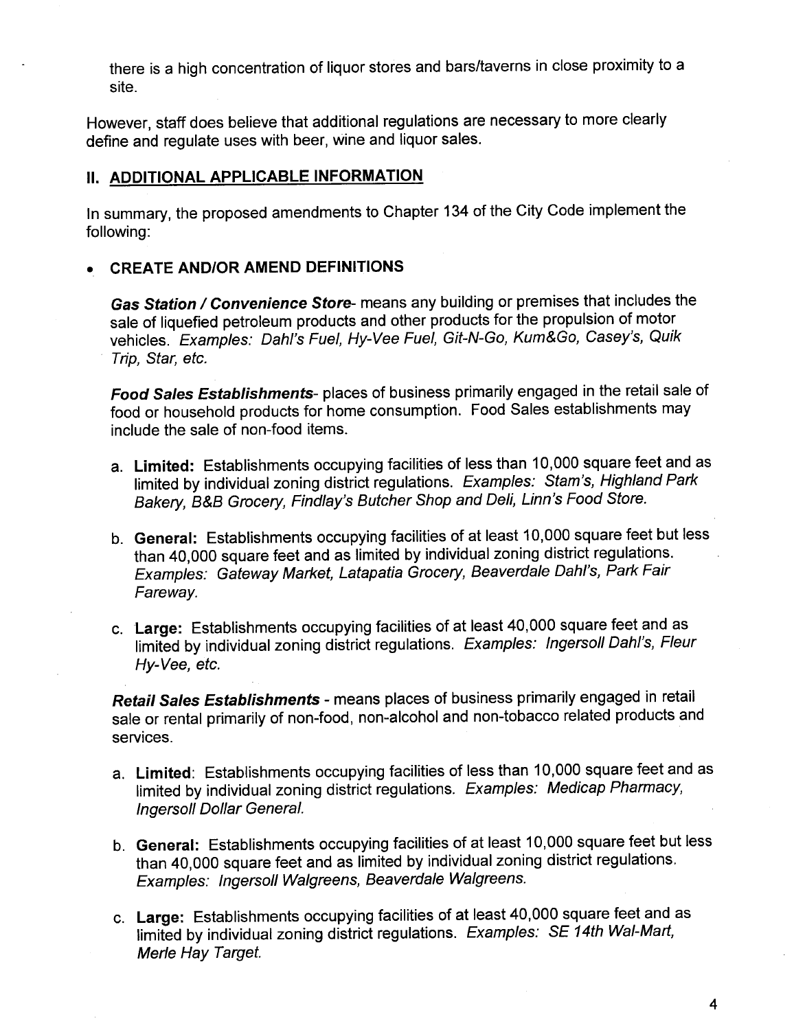there is a high concentration of liquor stores and bars/taverns in close proximity to a site.

However, staff does believe that additional regulations are necessary to more clearly define and regulate uses with beer, wine and liquor sales.

## II. ADDITIONAL APPLICABLE INFORMATION

In summary, the proposed amendments to Chapter 134 of the City Code implement the following:

- **CREATE AND/OR AMEND DEFINITIONS**

  ***Gas Station / Convenience Store***- means any building or premises that includes the sale of liquefied petroleum products and other products for the propulsion of motor vehicles. *Examples: Dahl's Fuel, Hy-Vee Fuel, Git-N-Go, Kum&Go, Casey's, Quik Trip, Star, etc.*

  ***Food Sales Establishments***- places of business primarily engaged in the retail sale of food or household products for home consumption. Food Sales establishments may include the sale of non-food items.

  a. **Limited:** Establishments occupying facilities of less than 10,000 square feet and as limited by individual zoning district regulations. *Examples: Stam's, Highland Park Bakery, B&B Grocery, Findlay's Butcher Shop and Deli, Linn's Food Store.*

  b. **General:** Establishments occupying facilities of at least 10,000 square feet but less than 40,000 square feet and as limited by individual zoning district regulations. *Examples: Gateway Market, Latapatia Grocery, Beaverdale Dahl's, Park Fair Fareway.*

  c. **Large:** Establishments occupying facilities of at least 40,000 square feet and as limited by individual zoning district regulations. *Examples: Ingersoll Dahl's, Fleur Hy-Vee, etc.*

  ***Retail Sales Establishments*** - means places of business primarily engaged in retail sale or rental primarily of non-food, non-alcohol and non-tobacco related products and services.

  a. **Limited**: Establishments occupying facilities of less than 10,000 square feet and as limited by individual zoning district regulations. *Examples: Medicap Pharmacy, Ingersoll Dollar General.*

  b. **General:** Establishments occupying facilities of at least 10,000 square feet but less than 40,000 square feet and as limited by individual zoning district regulations. *Examples: Ingersoll Walgreens, Beaverdale Walgreens.*

  c. **Large:** Establishments occupying facilities of at least 40,000 square feet and as limited by individual zoning district regulations. *Examples: SE 14th Wal-Mart, Merle Hay Target.*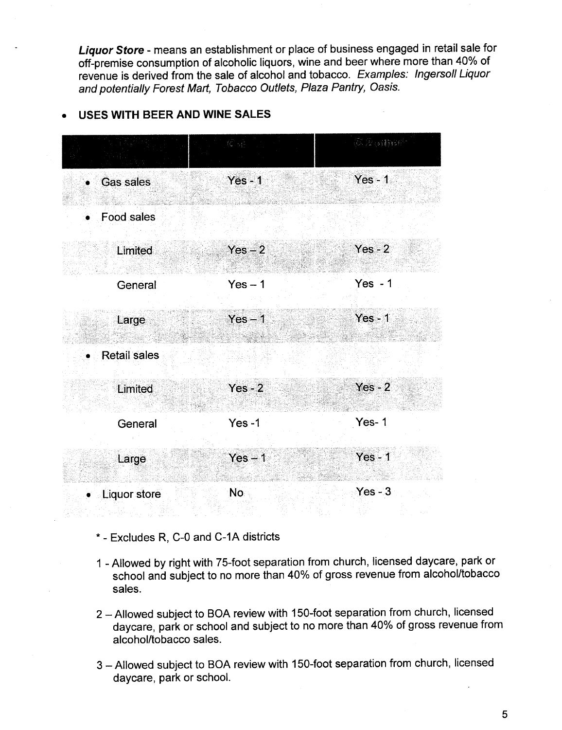***Liquor Store*** - means an establishment or place of business engaged in retail sale for off-premise consumption of alcoholic liquors, wine and beer where more than 40% of revenue is derived from the sale of alcohol and tobacco. *Examples: Ingersoll Liquor and potentially Forest Mart, Tobacco Outlets, Plaza Pantry, Oasis.*

- **USES WITH BEER AND WINE SALES**

| | C-1 | C-2 other* |
|---|---|---|
| • Gas sales | Yes - 1 | Yes - 1 |
| • Food sales | | |
| Limited | Yes – 2 | Yes - 2 |
| General | Yes – 1 | Yes - 1 |
| Large | Yes – 1 | Yes - 1 |
| • Retail sales | | |
| Limited | Yes - 2 | Yes - 2 |
| General | Yes -1 | Yes- 1 |
| Large | Yes – 1 | Yes - 1 |
| • Liquor store | No | Yes - 3 |

\* - Excludes R, C-0 and C-1A districts

1 - Allowed by right with 75-foot separation from church, licensed daycare, park or school and subject to no more than 40% of gross revenue from alcohol/tobacco sales.

2 – Allowed subject to BOA review with 150-foot separation from church, licensed daycare, park or school and subject to no more than 40% of gross revenue from alcohol/tobacco sales.

3 – Allowed subject to BOA review with 150-foot separation from church, licensed daycare, park or school.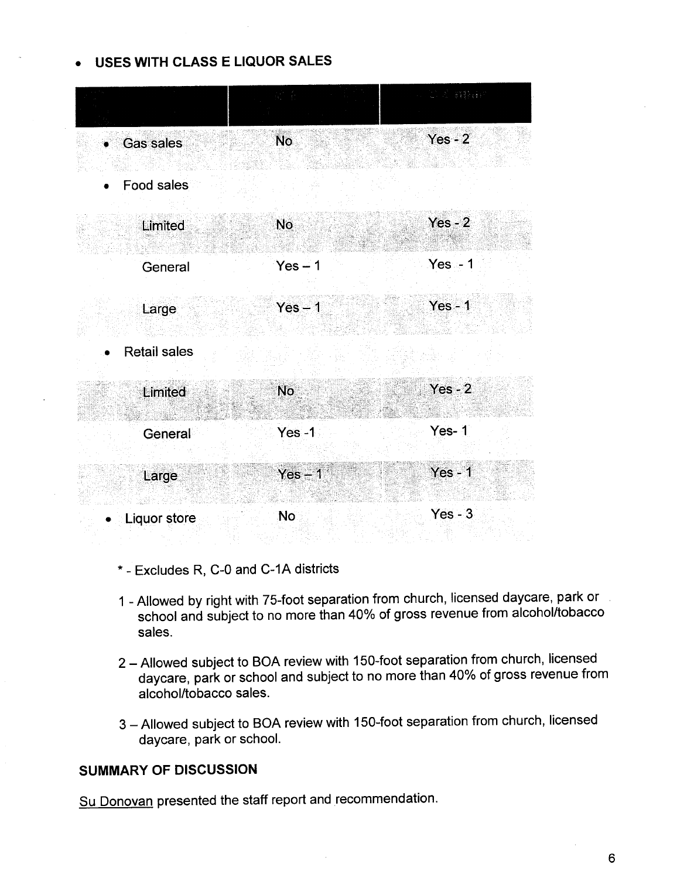- **USES WITH CLASS E LIQUOR SALES**

| | | |
|---|---|---|
| • Gas sales | No | Yes - 2 |
| • Food sales | | |
| Limited | No | Yes - 2 |
| General | Yes – 1 | Yes - 1 |
| Large | Yes – 1 | Yes - 1 |
| • Retail sales | | |
| Limited | No | Yes - 2 |
| General | Yes -1 | Yes- 1 |
| Large | Yes – 1 | Yes - 1 |
| • Liquor store | No | Yes - 3 |

\* - Excludes R, C-0 and C-1A districts

1 - Allowed by right with 75-foot separation from church, licensed daycare, park or school and subject to no more than 40% of gross revenue from alcohol/tobacco sales.

2 – Allowed subject to BOA review with 150-foot separation from church, licensed daycare, park or school and subject to no more than 40% of gross revenue from alcohol/tobacco sales.

3 – Allowed subject to BOA review with 150-foot separation from church, licensed daycare, park or school.

**SUMMARY OF DISCUSSION**

Su Donovan presented the staff report and recommendation.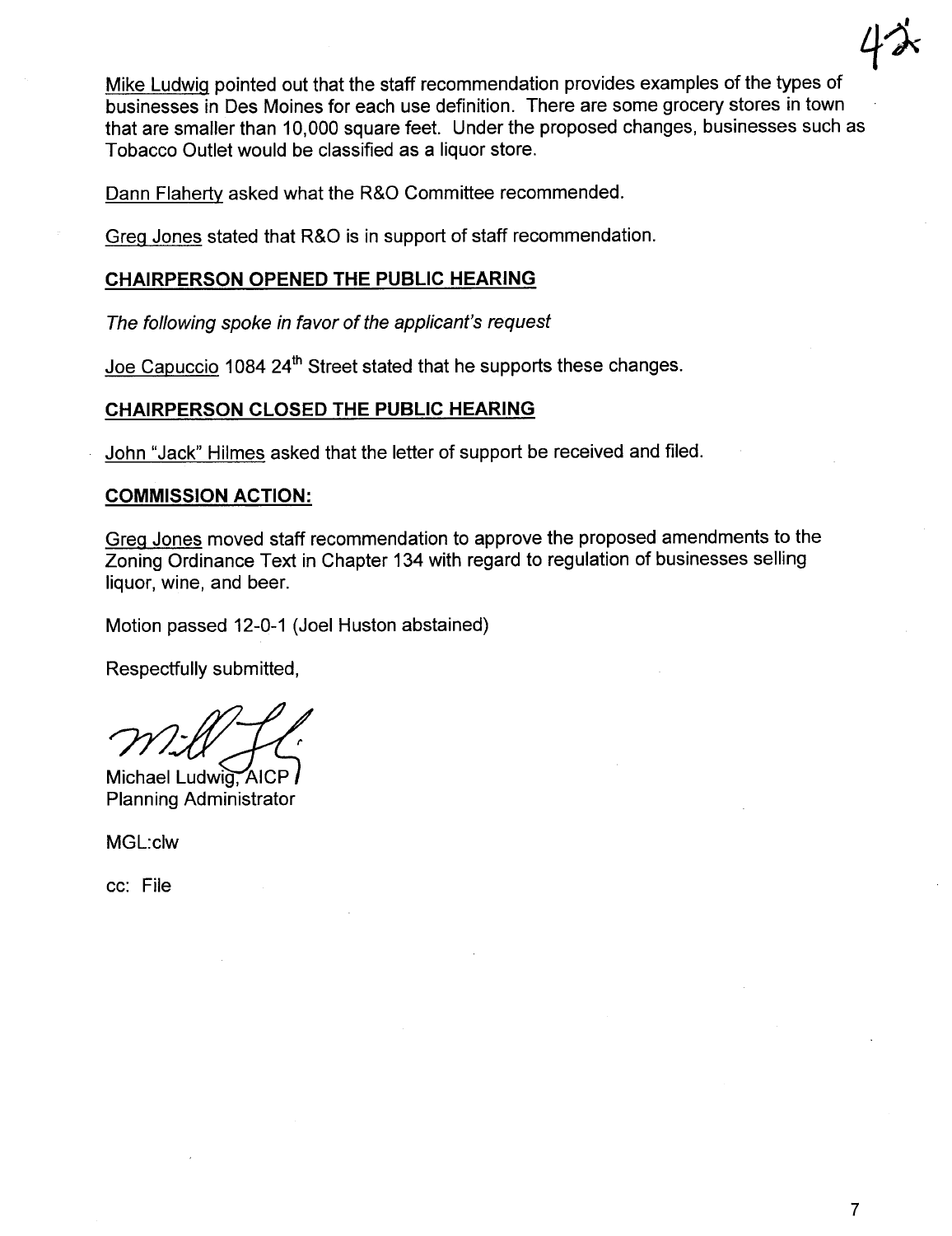Mike Ludwig pointed out that the staff recommendation provides examples of the types of businesses in Des Moines for each use definition. There are some grocery stores in town that are smaller than 10,000 square feet. Under the proposed changes, businesses such as Tobacco Outlet would be classified as a liquor store.

Dann Flaherty asked what the R&O Committee recommended.

Greg Jones stated that R&O is in support of staff recommendation.

**CHAIRPERSON OPENED THE PUBLIC HEARING**

*The following spoke in favor of the applicant's request*

Joe Capuccio 1084 24th Street stated that he supports these changes.

**CHAIRPERSON CLOSED THE PUBLIC HEARING**

John "Jack" Hilmes asked that the letter of support be received and filed.

**COMMISSION ACTION:**

Greg Jones moved staff recommendation to approve the proposed amendments to the Zoning Ordinance Text in Chapter 134 with regard to regulation of businesses selling liquor, wine, and beer.

Motion passed 12-0-1 (Joel Huston abstained)

Respectfully submitted,

Michael Ludwig, AICP
Planning Administrator

MGL:clw

cc: File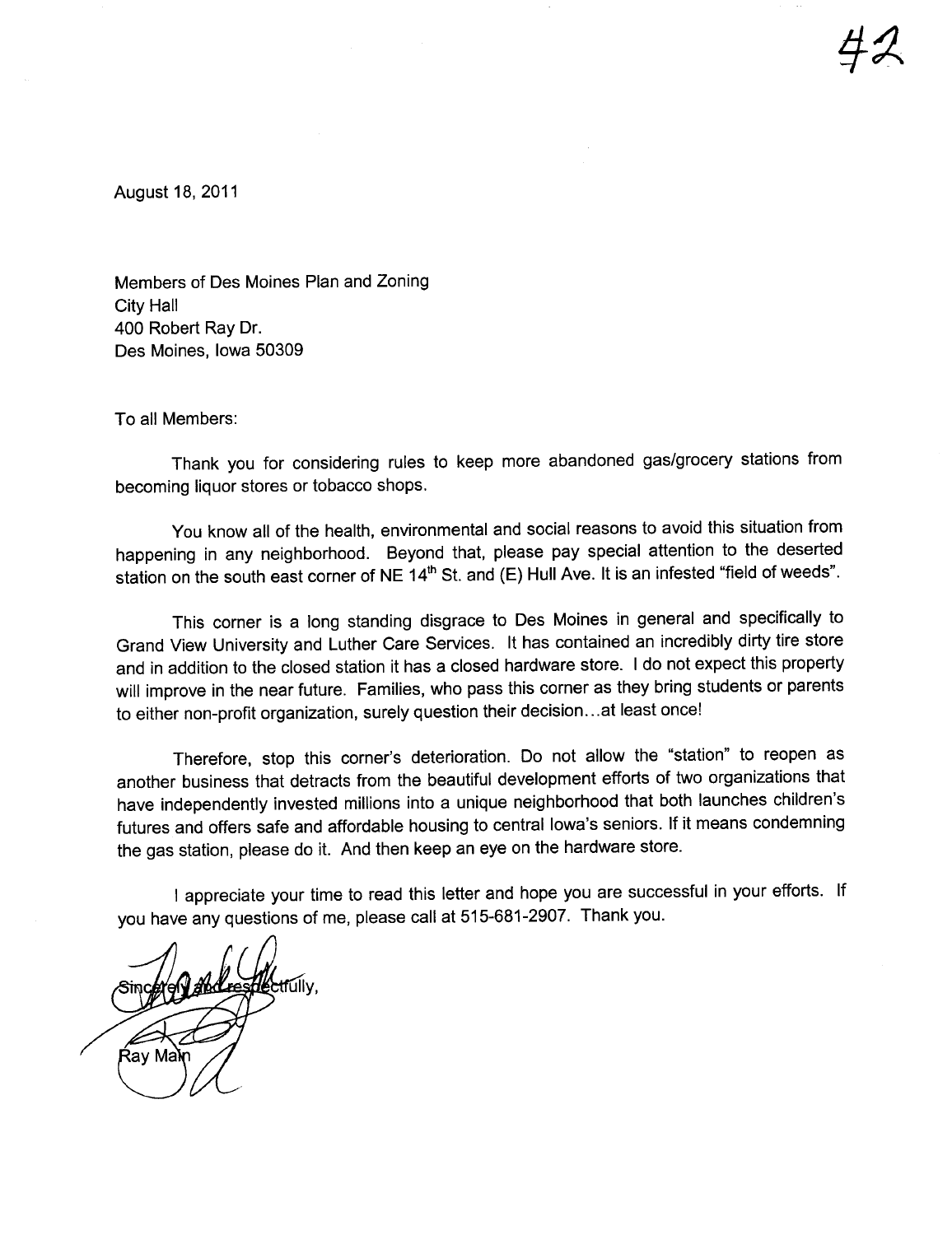42

August 18, 2011

Members of Des Moines Plan and Zoning
City Hall
400 Robert Ray Dr.
Des Moines, Iowa 50309

To all Members:

Thank you for considering rules to keep more abandoned gas/grocery stations from becoming liquor stores or tobacco shops.

You know all of the health, environmental and social reasons to avoid this situation from happening in any neighborhood. Beyond that, please pay special attention to the deserted station on the south east corner of NE 14th St. and (E) Hull Ave. It is an infested "field of weeds".

This corner is a long standing disgrace to Des Moines in general and specifically to Grand View University and Luther Care Services. It has contained an incredibly dirty tire store and in addition to the closed station it has a closed hardware store. I do not expect this property will improve in the near future. Families, who pass this corner as they bring students or parents to either non-profit organization, surely question their decision...at least once!

Therefore, stop this corner's deterioration. Do not allow the "station" to reopen as another business that detracts from the beautiful development efforts of two organizations that have independently invested millions into a unique neighborhood that both launches children's futures and offers safe and affordable housing to central Iowa's seniors. If it means condemning the gas station, please do it. And then keep an eye on the hardware store.

I appreciate your time to read this letter and hope you are successful in your efforts. If you have any questions of me, please call at 515-681-2907. Thank you.

Sincerely and respectfully,

Ray Main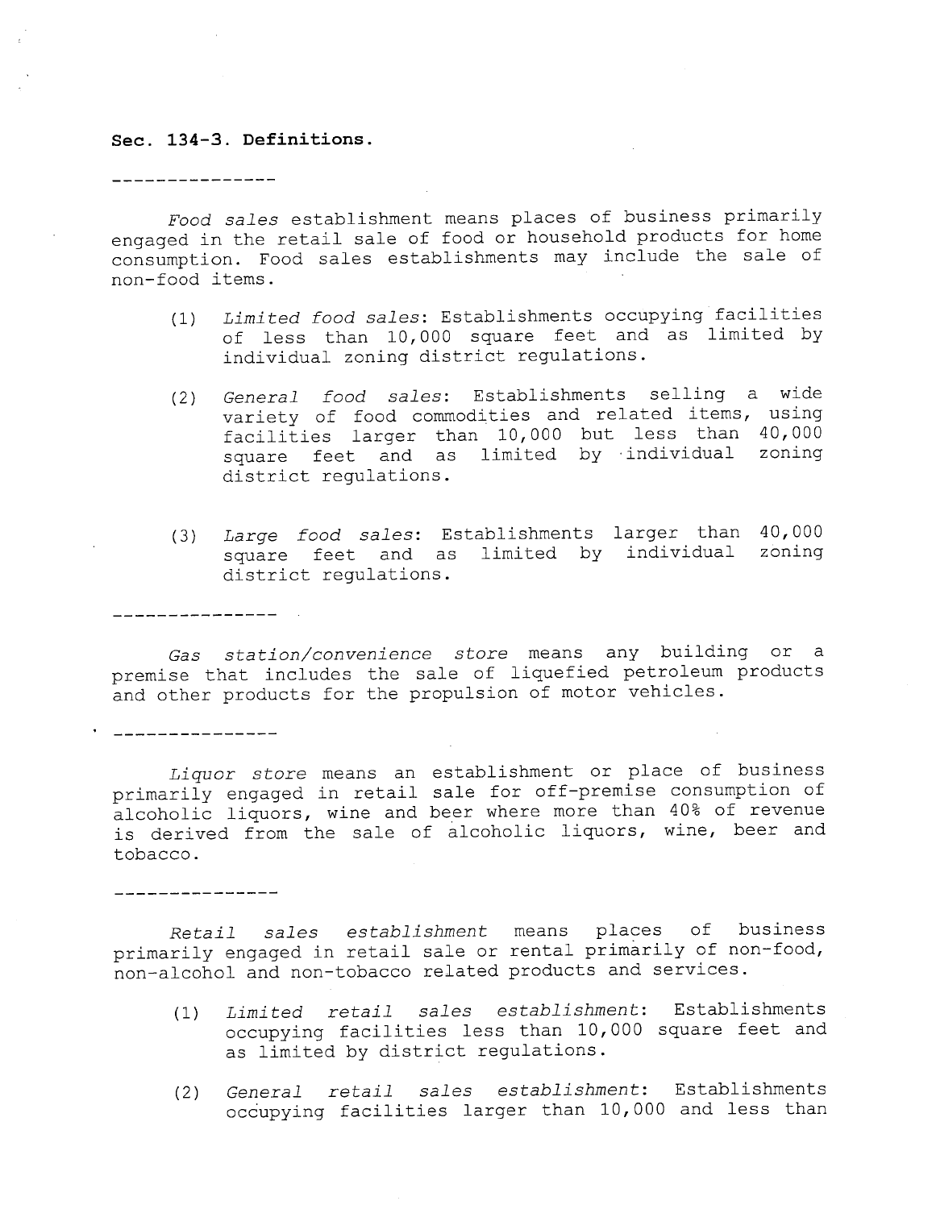**Sec. 134-3. Definitions.**

---------------

*Food sales* establishment means places of business primarily engaged in the retail sale of food or household products for home consumption. Food sales establishments may include the sale of non-food items.

(1) *Limited food sales*: Establishments occupying facilities of less than 10,000 square feet and as limited by individual zoning district regulations.

(2) *General food sales*: Establishments selling a wide variety of food commodities and related items, using facilities larger than 10,000 but less than 40,000 square feet and as limited by individual zoning district regulations.

(3) *Large food sales*: Establishments larger than 40,000 square feet and as limited by individual zoning district regulations.

---------------

*Gas station/convenience store* means any building or a premise that includes the sale of liquefied petroleum products and other products for the propulsion of motor vehicles.

---------------

*Liquor store* means an establishment or place of business primarily engaged in retail sale for off-premise consumption of alcoholic liquors, wine and beer where more than 40% of revenue is derived from the sale of alcoholic liquors, wine, beer and tobacco.

---------------

*Retail sales establishment* means places of business primarily engaged in retail sale or rental primarily of non-food, non-alcohol and non-tobacco related products and services.

(1) *Limited retail sales establishment*: Establishments occupying facilities less than 10,000 square feet and as limited by district regulations.

(2) *General retail sales establishment*: Establishments occupying facilities larger than 10,000 and less than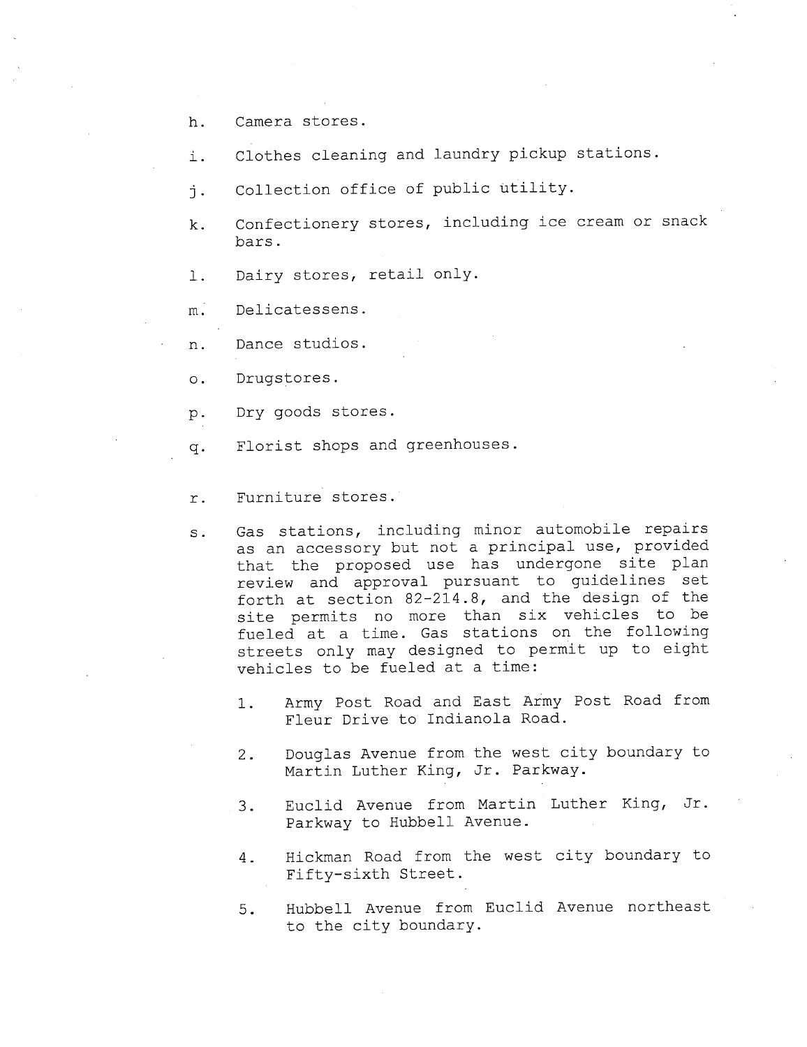h. Camera stores.

i. Clothes cleaning and laundry pickup stations.

j. Collection office of public utility.

k. Confectionery stores, including ice cream or snack bars.

l. Dairy stores, retail only.

m. Delicatessens.

n. Dance studios.

o. Drugstores.

p. Dry goods stores.

q. Florist shops and greenhouses.

r. Furniture stores.

s. Gas stations, including minor automobile repairs as an accessory but not a principal use, provided that the proposed use has undergone site plan review and approval pursuant to guidelines set forth at section 82-214.8, and the design of the site permits no more than six vehicles to be fueled at a time. Gas stations on the following streets only may designed to permit up to eight vehicles to be fueled at a time:

   1. Army Post Road and East Army Post Road from Fleur Drive to Indianola Road.

   2. Douglas Avenue from the west city boundary to Martin Luther King, Jr. Parkway.

   3. Euclid Avenue from Martin Luther King, Jr. Parkway to Hubbell Avenue.

   4. Hickman Road from the west city boundary to Fifty-sixth Street.

   5. Hubbell Avenue from Euclid Avenue northeast to the city boundary.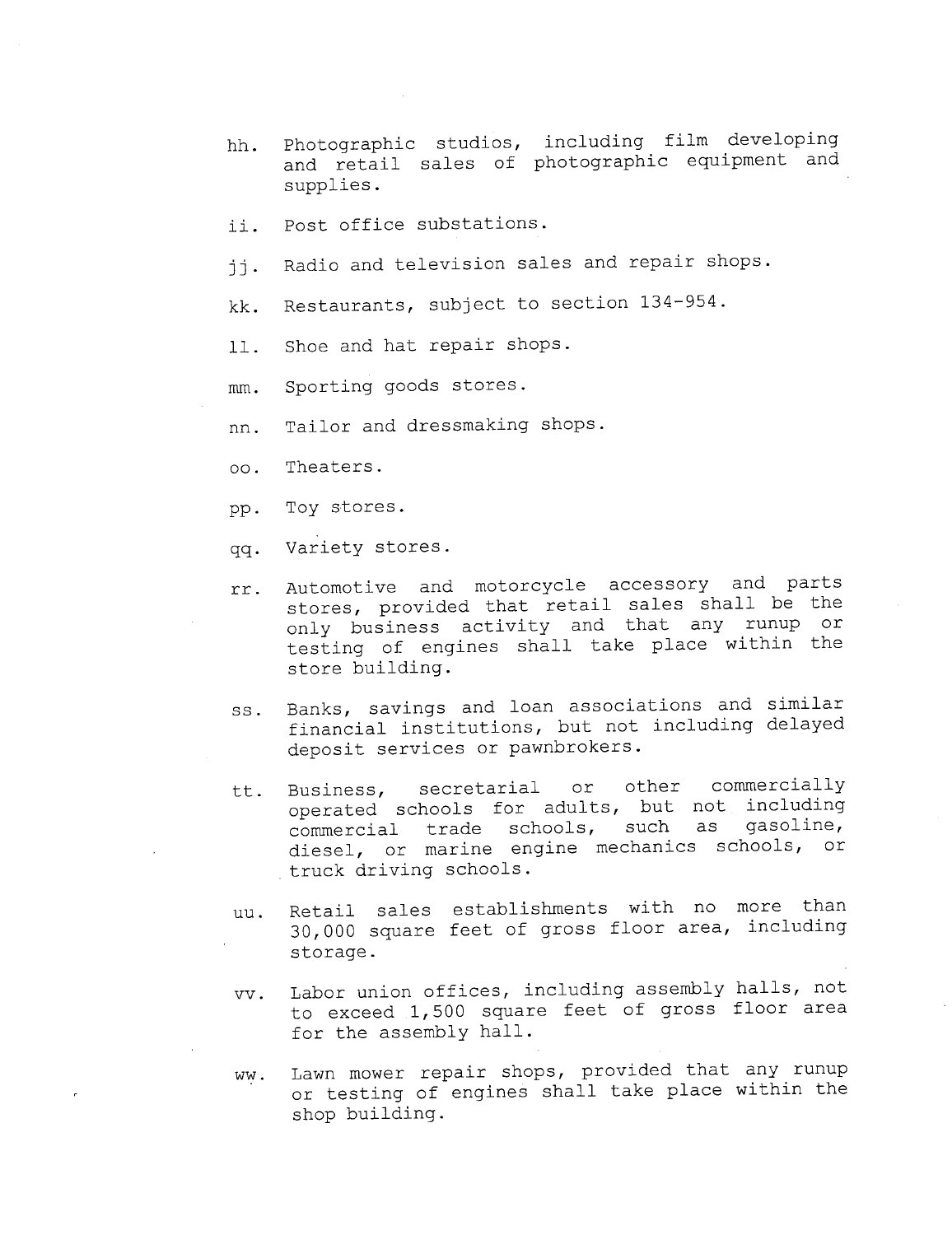hh. Photographic studios, including film developing and retail sales of photographic equipment and supplies.

ii. Post office substations.

jj. Radio and television sales and repair shops.

kk. Restaurants, subject to section 134-954.

ll. Shoe and hat repair shops.

mm. Sporting goods stores.

nn. Tailor and dressmaking shops.

oo. Theaters.

pp. Toy stores.

qq. Variety stores.

rr. Automotive and motorcycle accessory and parts stores, provided that retail sales shall be the only business activity and that any runup or testing of engines shall take place within the store building.

ss. Banks, savings and loan associations and similar financial institutions, but not including delayed deposit services or pawnbrokers.

tt. Business, secretarial or other commercially operated schools for adults, but not including commercial trade schools, such as gasoline, diesel, or marine engine mechanics schools, or truck driving schools.

uu. Retail sales establishments with no more than 30,000 square feet of gross floor area, including storage.

vv. Labor union offices, including assembly halls, not to exceed 1,500 square feet of gross floor area for the assembly hall.

ww. Lawn mower repair shops, provided that any runup or testing of engines shall take place within the shop building.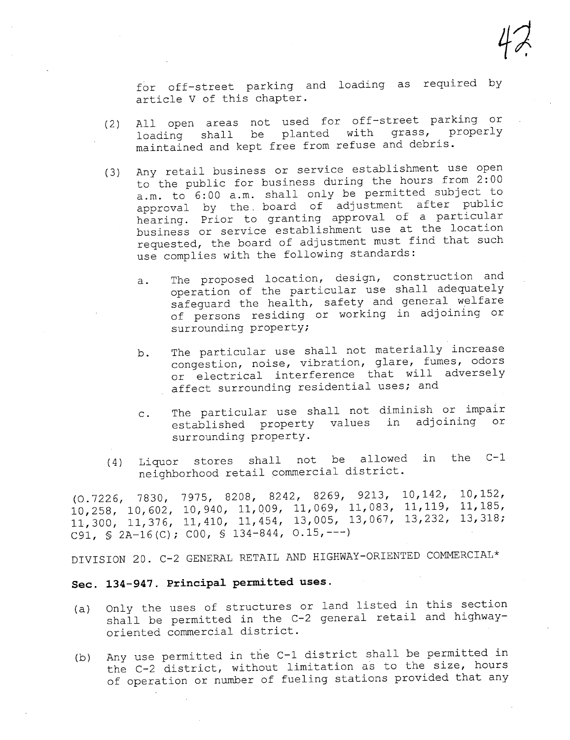for off-street parking and loading as required by article V of this chapter.

(2) All open areas not used for off-street parking or loading shall be planted with grass, properly maintained and kept free from refuse and debris.

(3) Any retail business or service establishment use open to the public for business during the hours from 2:00 a.m. to 6:00 a.m. shall only be permitted subject to approval by the board of adjustment after public hearing. Prior to granting approval of a particular business or service establishment use at the location requested, the board of adjustment must find that such use complies with the following standards:

   a. The proposed location, design, construction and operation of the particular use shall adequately safeguard the health, safety and general welfare of persons residing or working in adjoining or surrounding property;

   b. The particular use shall not materially increase congestion, noise, vibration, glare, fumes, odors or electrical interference that will adversely affect surrounding residential uses; and

   c. The particular use shall not diminish or impair established property values in adjoining or surrounding property.

(4) Liquor stores shall not be allowed in the C-1 neighborhood retail commercial district.

(O.7226, 7830, 7975, 8208, 8242, 8269, 9213, 10,142, 10,152, 10,258, 10,602, 10,940, 11,009, 11,069, 11,083, 11,119, 11,185, 11,300, 11,376, 11,410, 11,454, 13,005, 13,067, 13,232, 13,318; C91, § 2A-16(C); C00, § 134-844, O.15,---)

DIVISION 20. C-2 GENERAL RETAIL AND HIGHWAY-ORIENTED COMMERCIAL*

**Sec. 134-947. Principal permitted uses.**

(a) Only the uses of structures or land listed in this section shall be permitted in the C-2 general retail and highway-oriented commercial district.

(b) Any use permitted in the C-1 district shall be permitted in the C-2 district, without limitation as to the size, hours of operation or number of fueling stations provided that any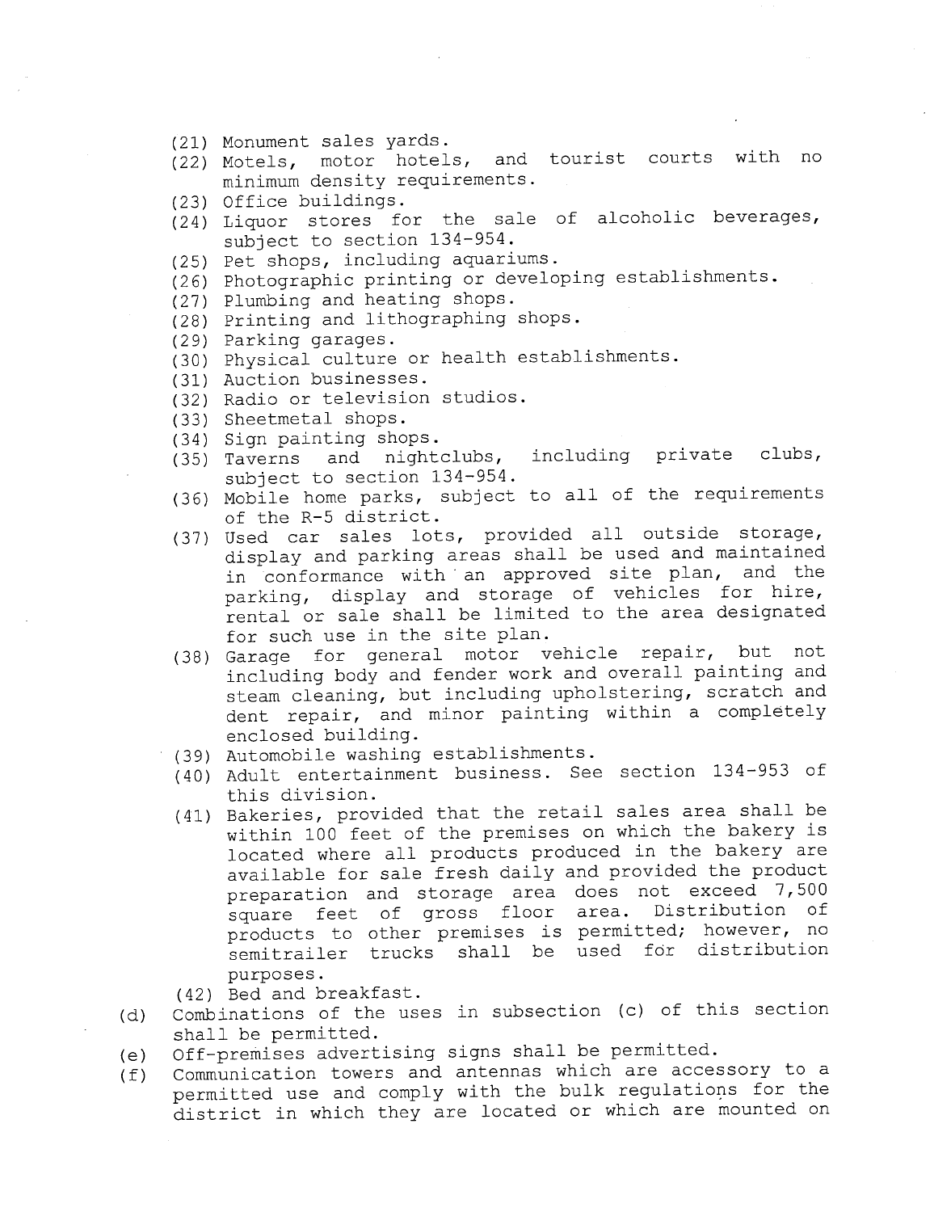(21) Monument sales yards.
(22) Motels, motor hotels, and tourist courts with no minimum density requirements.
(23) Office buildings.
(24) Liquor stores for the sale of alcoholic beverages, subject to section 134-954.
(25) Pet shops, including aquariums.
(26) Photographic printing or developing establishments.
(27) Plumbing and heating shops.
(28) Printing and lithographing shops.
(29) Parking garages.
(30) Physical culture or health establishments.
(31) Auction businesses.
(32) Radio or television studios.
(33) Sheetmetal shops.
(34) Sign painting shops.
(35) Taverns and nightclubs, including private clubs, subject to section 134-954.
(36) Mobile home parks, subject to all of the requirements of the R-5 district.
(37) Used car sales lots, provided all outside storage, display and parking areas shall be used and maintained in conformance with an approved site plan, and the parking, display and storage of vehicles for hire, rental or sale shall be limited to the area designated for such use in the site plan.
(38) Garage for general motor vehicle repair, but not including body and fender work and overall painting and steam cleaning, but including upholstering, scratch and dent repair, and minor painting within a completely enclosed building.
(39) Automobile washing establishments.
(40) Adult entertainment business. See section 134-953 of this division.
(41) Bakeries, provided that the retail sales area shall be within 100 feet of the premises on which the bakery is located where all products produced in the bakery are available for sale fresh daily and provided the product preparation and storage area does not exceed 7,500 square feet of gross floor area. Distribution of products to other premises is permitted; however, no semitrailer trucks shall be used for distribution purposes.
(42) Bed and breakfast.

(d) Combinations of the uses in subsection (c) of this section shall be permitted.

(e) Off-premises advertising signs shall be permitted.

(f) Communication towers and antennas which are accessory to a permitted use and comply with the bulk regulations for the district in which they are located or which are mounted on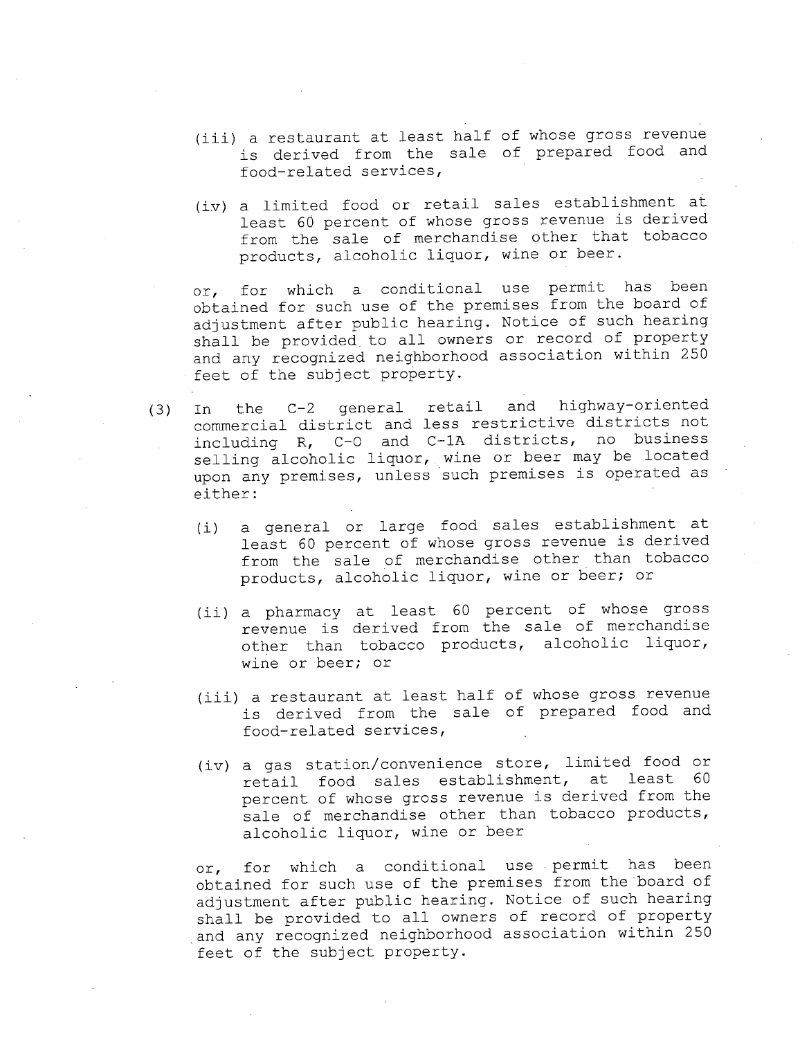(iii) a restaurant at least half of whose gross revenue is derived from the sale of prepared food and food-related services,

(iv) a limited food or retail sales establishment at least 60 percent of whose gross revenue is derived from the sale of merchandise other that tobacco products, alcoholic liquor, wine or beer.

or, for which a conditional use permit has been obtained for such use of the premises from the board of adjustment after public hearing. Notice of such hearing shall be provided to all owners or record of property and any recognized neighborhood association within 250 feet of the subject property.

(3) In the C-2 general retail and highway-oriented commercial district and less restrictive districts not including R, C-O and C-1A districts, no business selling alcoholic liquor, wine or beer may be located upon any premises, unless such premises is operated as either:

(i) a general or large food sales establishment at least 60 percent of whose gross revenue is derived from the sale of merchandise other than tobacco products, alcoholic liquor, wine or beer; or

(ii) a pharmacy at least 60 percent of whose gross revenue is derived from the sale of merchandise other than tobacco products, alcoholic liquor, wine or beer; or

(iii) a restaurant at least half of whose gross revenue is derived from the sale of prepared food and food-related services,

(iv) a gas station/convenience store, limited food or retail food sales establishment, at least 60 percent of whose gross revenue is derived from the sale of merchandise other than tobacco products, alcoholic liquor, wine or beer

or, for which a conditional use permit has been obtained for such use of the premises from the board of adjustment after public hearing. Notice of such hearing shall be provided to all owners of record of property and any recognized neighborhood association within 250 feet of the subject property.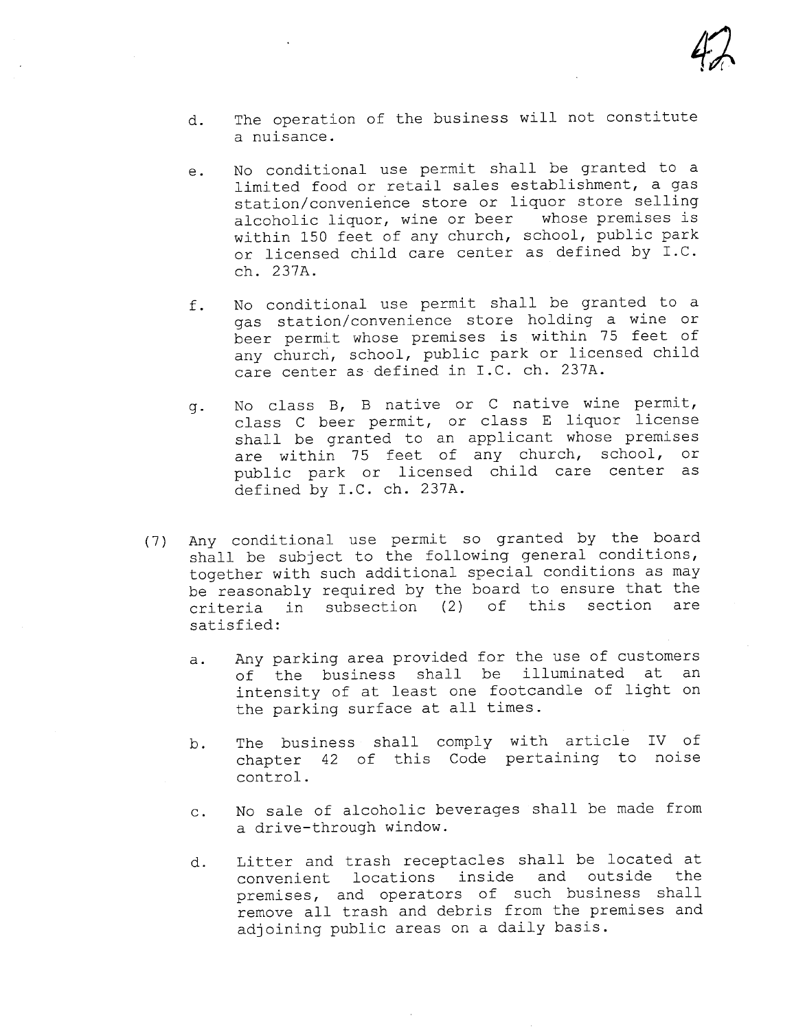d. The operation of the business will not constitute a nuisance.

e. No conditional use permit shall be granted to a limited food or retail sales establishment, a gas station/convenience store or liquor store selling alcoholic liquor, wine or beer whose premises is within 150 feet of any church, school, public park or licensed child care center as defined by I.C. ch. 237A.

f. No conditional use permit shall be granted to a gas station/convenience store holding a wine or beer permit whose premises is within 75 feet of any church, school, public park or licensed child care center as defined in I.C. ch. 237A.

g. No class B, B native or C native wine permit, class C beer permit, or class E liquor license shall be granted to an applicant whose premises are within 75 feet of any church, school, or public park or licensed child care center as defined by I.C. ch. 237A.

(7) Any conditional use permit so granted by the board shall be subject to the following general conditions, together with such additional special conditions as may be reasonably required by the board to ensure that the criteria in subsection (2) of this section are satisfied:

a. Any parking area provided for the use of customers of the business shall be illuminated at an intensity of at least one footcandle of light on the parking surface at all times.

b. The business shall comply with article IV of chapter 42 of this Code pertaining to noise control.

c. No sale of alcoholic beverages shall be made from a drive-through window.

d. Litter and trash receptacles shall be located at convenient locations inside and outside the premises, and operators of such business shall remove all trash and debris from the premises and adjoining public areas on a daily basis.